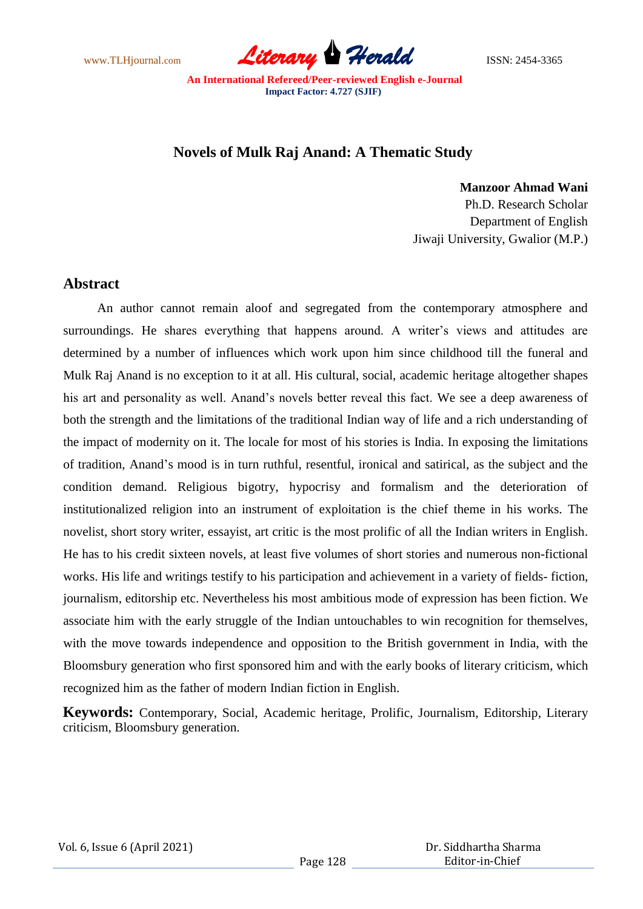# Novels of Mulk Raj Anand: A Thematic Study

**Manzoor Ahmad Wani**
Ph.D. Research Scholar
Department of English
Jiwaji University, Gwalior (M.P.)

## Abstract

An author cannot remain aloof and segregated from the contemporary atmosphere and surroundings. He shares everything that happens around. A writer's views and attitudes are determined by a number of influences which work upon him since childhood till the funeral and Mulk Raj Anand is no exception to it at all. His cultural, social, academic heritage altogether shapes his art and personality as well. Anand's novels better reveal this fact. We see a deep awareness of both the strength and the limitations of the traditional Indian way of life and a rich understanding of the impact of modernity on it. The locale for most of his stories is India. In exposing the limitations of tradition, Anand's mood is in turn ruthful, resentful, ironical and satirical, as the subject and the condition demand. Religious bigotry, hypocrisy and formalism and the deterioration of institutionalized religion into an instrument of exploitation is the chief theme in his works. The novelist, short story writer, essayist, art critic is the most prolific of all the Indian writers in English. He has to his credit sixteen novels, at least five volumes of short stories and numerous non-fictional works. His life and writings testify to his participation and achievement in a variety of fields- fiction, journalism, editorship etc. Nevertheless his most ambitious mode of expression has been fiction. We associate him with the early struggle of the Indian untouchables to win recognition for themselves, with the move towards independence and opposition to the British government in India, with the Bloomsbury generation who first sponsored him and with the early books of literary criticism, which recognized him as the father of modern Indian fiction in English.

**Keywords:** Contemporary, Social, Academic heritage, Prolific, Journalism, Editorship, Literary criticism, Bloomsbury generation.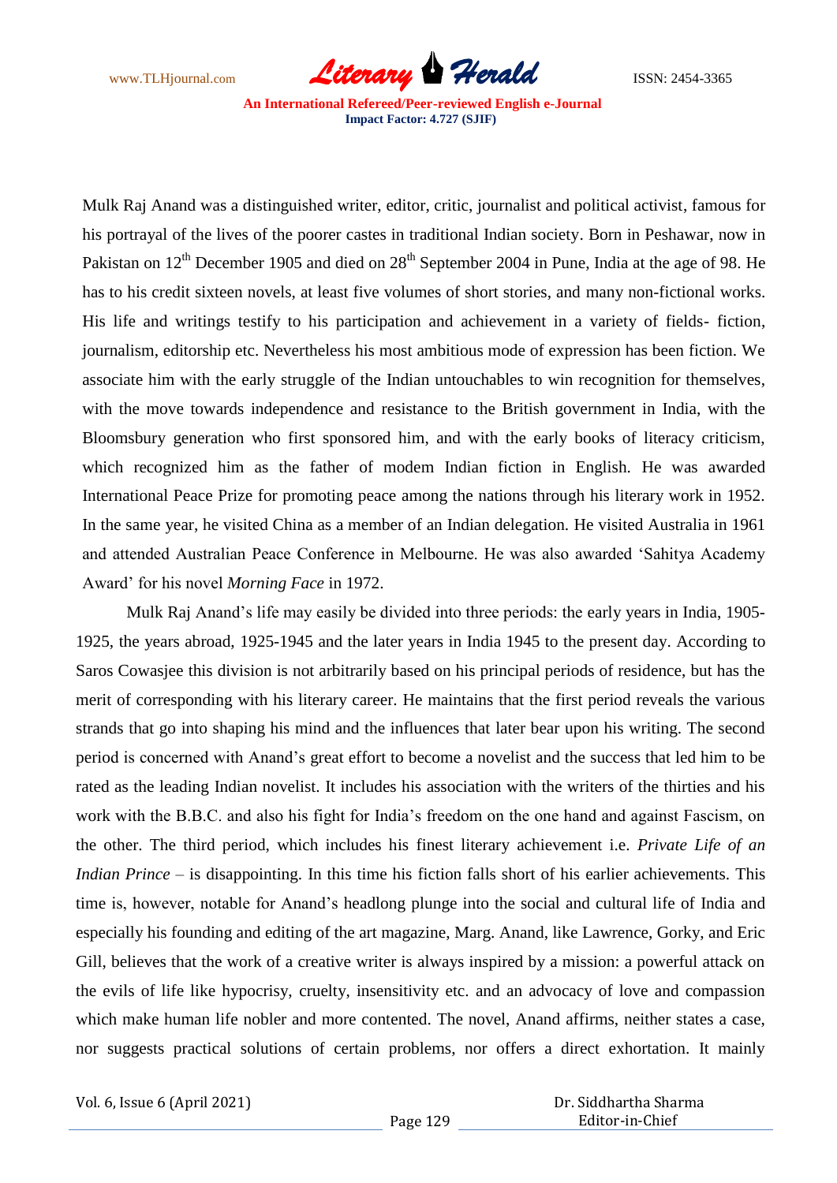Mulk Raj Anand was a distinguished writer, editor, critic, journalist and political activist, famous for his portrayal of the lives of the poorer castes in traditional Indian society. Born in Peshawar, now in Pakistan on 12th December 1905 and died on 28th September 2004 in Pune, India at the age of 98. He has to his credit sixteen novels, at least five volumes of short stories, and many non-fictional works. His life and writings testify to his participation and achievement in a variety of fields- fiction, journalism, editorship etc. Nevertheless his most ambitious mode of expression has been fiction. We associate him with the early struggle of the Indian untouchables to win recognition for themselves, with the move towards independence and resistance to the British government in India, with the Bloomsbury generation who first sponsored him, and with the early books of literacy criticism, which recognized him as the father of modem Indian fiction in English. He was awarded International Peace Prize for promoting peace among the nations through his literary work in 1952. In the same year, he visited China as a member of an Indian delegation. He visited Australia in 1961 and attended Australian Peace Conference in Melbourne. He was also awarded 'Sahitya Academy Award' for his novel *Morning Face* in 1972.

Mulk Raj Anand's life may easily be divided into three periods: the early years in India, 1905-1925, the years abroad, 1925-1945 and the later years in India 1945 to the present day. According to Saros Cowasjee this division is not arbitrarily based on his principal periods of residence, but has the merit of corresponding with his literary career. He maintains that the first period reveals the various strands that go into shaping his mind and the influences that later bear upon his writing. The second period is concerned with Anand's great effort to become a novelist and the success that led him to be rated as the leading Indian novelist. It includes his association with the writers of the thirties and his work with the B.B.C. and also his fight for India's freedom on the one hand and against Fascism, on the other. The third period, which includes his finest literary achievement i.e. *Private Life of an Indian Prince* – is disappointing. In this time his fiction falls short of his earlier achievements. This time is, however, notable for Anand's headlong plunge into the social and cultural life of India and especially his founding and editing of the art magazine, Marg. Anand, like Lawrence, Gorky, and Eric Gill, believes that the work of a creative writer is always inspired by a mission: a powerful attack on the evils of life like hypocrisy, cruelty, insensitivity etc. and an advocacy of love and compassion which make human life nobler and more contented. The novel, Anand affirms, neither states a case, nor suggests practical solutions of certain problems, nor offers a direct exhortation. It mainly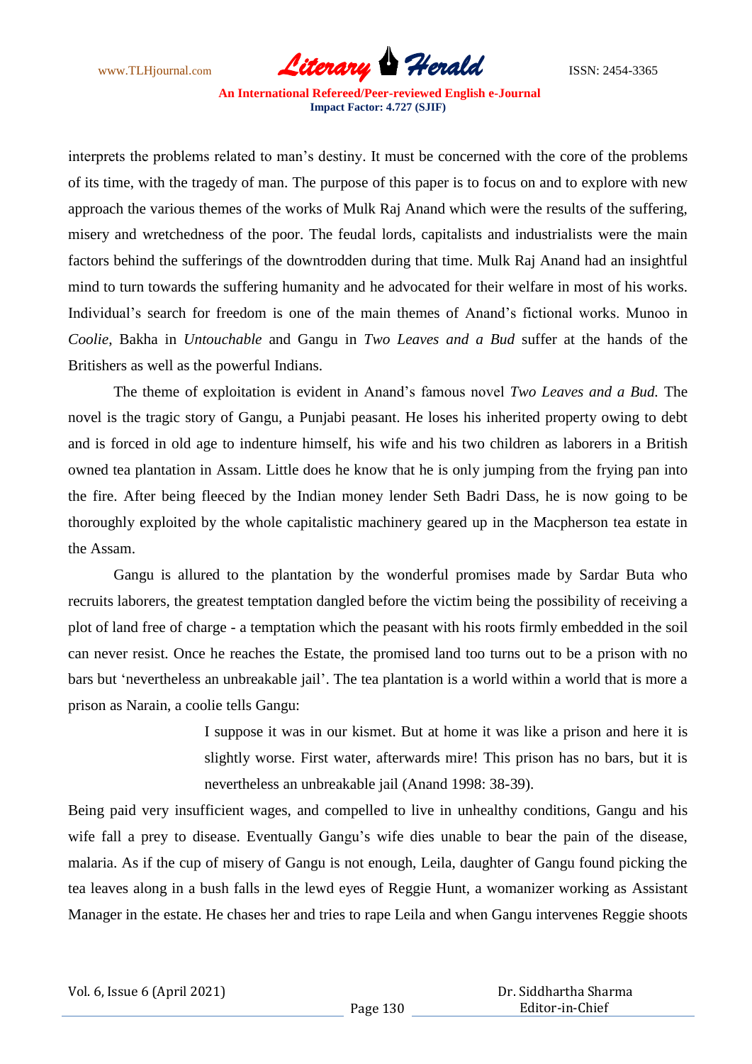interprets the problems related to man's destiny. It must be concerned with the core of the problems of its time, with the tragedy of man. The purpose of this paper is to focus on and to explore with new approach the various themes of the works of Mulk Raj Anand which were the results of the suffering, misery and wretchedness of the poor. The feudal lords, capitalists and industrialists were the main factors behind the sufferings of the downtrodden during that time. Mulk Raj Anand had an insightful mind to turn towards the suffering humanity and he advocated for their welfare in most of his works. Individual's search for freedom is one of the main themes of Anand's fictional works. Munoo in *Coolie*, Bakha in *Untouchable* and Gangu in *Two Leaves and a Bud* suffer at the hands of the Britishers as well as the powerful Indians.

The theme of exploitation is evident in Anand's famous novel *Two Leaves and a Bud.* The novel is the tragic story of Gangu, a Punjabi peasant. He loses his inherited property owing to debt and is forced in old age to indenture himself, his wife and his two children as laborers in a British owned tea plantation in Assam. Little does he know that he is only jumping from the frying pan into the fire. After being fleeced by the Indian money lender Seth Badri Dass, he is now going to be thoroughly exploited by the whole capitalistic machinery geared up in the Macpherson tea estate in the Assam.

Gangu is allured to the plantation by the wonderful promises made by Sardar Buta who recruits laborers, the greatest temptation dangled before the victim being the possibility of receiving a plot of land free of charge - a temptation which the peasant with his roots firmly embedded in the soil can never resist. Once he reaches the Estate, the promised land too turns out to be a prison with no bars but 'nevertheless an unbreakable jail'. The tea plantation is a world within a world that is more a prison as Narain, a coolie tells Gangu:

> I suppose it was in our kismet. But at home it was like a prison and here it is slightly worse. First water, afterwards mire! This prison has no bars, but it is nevertheless an unbreakable jail (Anand 1998: 38-39).

Being paid very insufficient wages, and compelled to live in unhealthy conditions, Gangu and his wife fall a prey to disease. Eventually Gangu's wife dies unable to bear the pain of the disease, malaria. As if the cup of misery of Gangu is not enough, Leila, daughter of Gangu found picking the tea leaves along in a bush falls in the lewd eyes of Reggie Hunt, a womanizer working as Assistant Manager in the estate. He chases her and tries to rape Leila and when Gangu intervenes Reggie shoots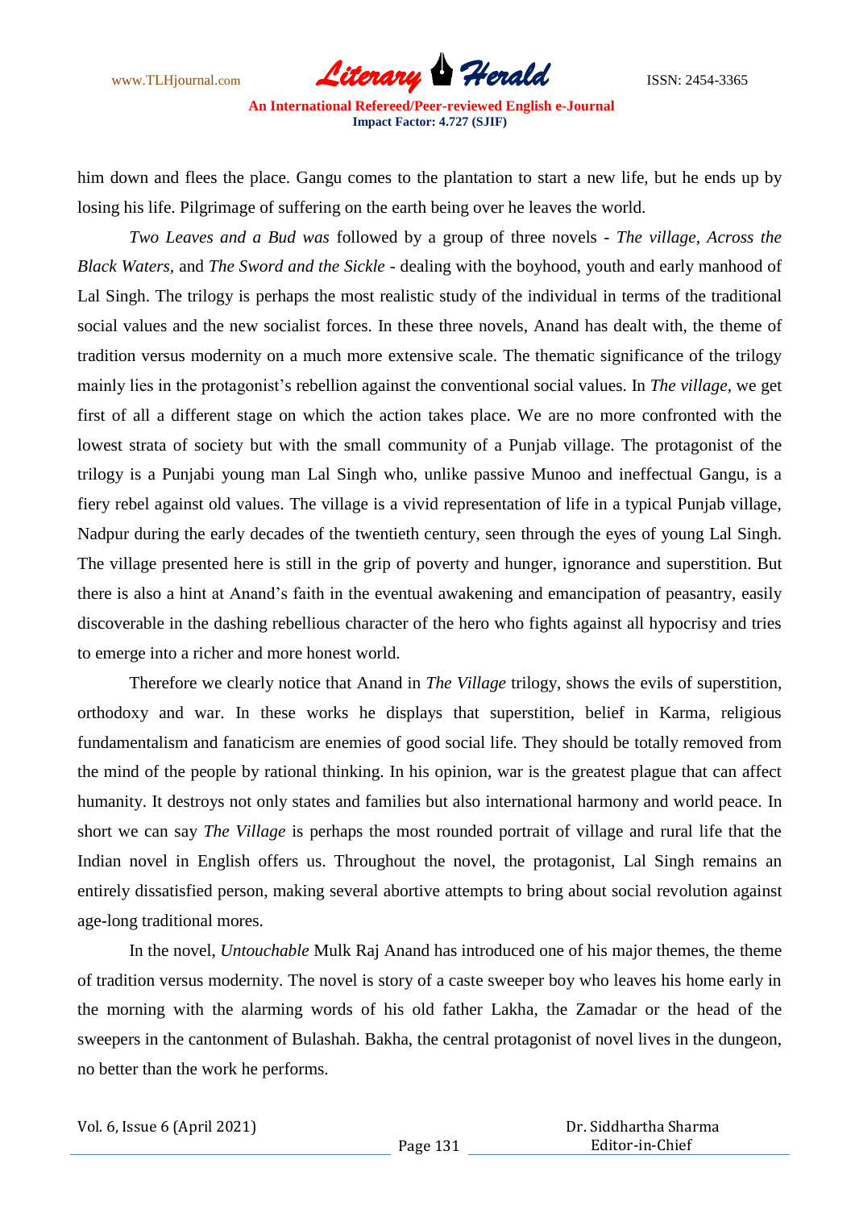him down and flees the place. Gangu comes to the plantation to start a new life, but he ends up by losing his life. Pilgrimage of suffering on the earth being over he leaves the world.

*Two Leaves and a Bud was* followed by a group of three novels - *The village, Across the Black Waters,* and *The Sword and the Sickle* - dealing with the boyhood, youth and early manhood of Lal Singh. The trilogy is perhaps the most realistic study of the individual in terms of the traditional social values and the new socialist forces. In these three novels, Anand has dealt with, the theme of tradition versus modernity on a much more extensive scale. The thematic significance of the trilogy mainly lies in the protagonist's rebellion against the conventional social values. In *The village*, we get first of all a different stage on which the action takes place. We are no more confronted with the lowest strata of society but with the small community of a Punjab village. The protagonist of the trilogy is a Punjabi young man Lal Singh who, unlike passive Munoo and ineffectual Gangu, is a fiery rebel against old values. The village is a vivid representation of life in a typical Punjab village, Nadpur during the early decades of the twentieth century, seen through the eyes of young Lal Singh. The village presented here is still in the grip of poverty and hunger, ignorance and superstition. But there is also a hint at Anand's faith in the eventual awakening and emancipation of peasantry, easily discoverable in the dashing rebellious character of the hero who fights against all hypocrisy and tries to emerge into a richer and more honest world.

Therefore we clearly notice that Anand in *The Village* trilogy, shows the evils of superstition, orthodoxy and war. In these works he displays that superstition, belief in Karma, religious fundamentalism and fanaticism are enemies of good social life. They should be totally removed from the mind of the people by rational thinking. In his opinion, war is the greatest plague that can affect humanity. It destroys not only states and families but also international harmony and world peace. In short we can say *The Village* is perhaps the most rounded portrait of village and rural life that the Indian novel in English offers us. Throughout the novel, the protagonist, Lal Singh remains an entirely dissatisfied person, making several abortive attempts to bring about social revolution against age-long traditional mores.

In the novel, *Untouchable* Mulk Raj Anand has introduced one of his major themes, the theme of tradition versus modernity. The novel is story of a caste sweeper boy who leaves his home early in the morning with the alarming words of his old father Lakha, the Zamadar or the head of the sweepers in the cantonment of Bulashah. Bakha, the central protagonist of novel lives in the dungeon, no better than the work he performs.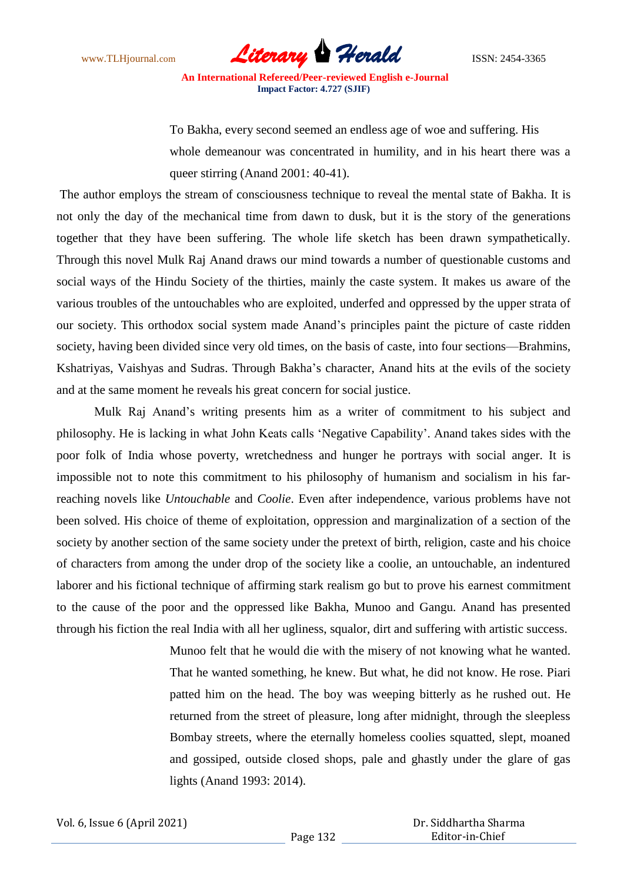> To Bakha, every second seemed an endless age of woe and suffering. His whole demeanour was concentrated in humility, and in his heart there was a queer stirring (Anand 2001: 40-41).

The author employs the stream of consciousness technique to reveal the mental state of Bakha. It is not only the day of the mechanical time from dawn to dusk, but it is the story of the generations together that they have been suffering. The whole life sketch has been drawn sympathetically. Through this novel Mulk Raj Anand draws our mind towards a number of questionable customs and social ways of the Hindu Society of the thirties, mainly the caste system. It makes us aware of the various troubles of the untouchables who are exploited, underfed and oppressed by the upper strata of our society. This orthodox social system made Anand's principles paint the picture of caste ridden society, having been divided since very old times, on the basis of caste, into four sections—Brahmins, Kshatriyas, Vaishyas and Sudras. Through Bakha's character, Anand hits at the evils of the society and at the same moment he reveals his great concern for social justice.

Mulk Raj Anand's writing presents him as a writer of commitment to his subject and philosophy. He is lacking in what John Keats calls 'Negative Capability'. Anand takes sides with the poor folk of India whose poverty, wretchedness and hunger he portrays with social anger. It is impossible not to note this commitment to his philosophy of humanism and socialism in his far-reaching novels like *Untouchable* and *Coolie*. Even after independence, various problems have not been solved. His choice of theme of exploitation, oppression and marginalization of a section of the society by another section of the same society under the pretext of birth, religion, caste and his choice of characters from among the under drop of the society like a coolie, an untouchable, an indentured laborer and his fictional technique of affirming stark realism go but to prove his earnest commitment to the cause of the poor and the oppressed like Bakha, Munoo and Gangu. Anand has presented through his fiction the real India with all her ugliness, squalor, dirt and suffering with artistic success.

> Munoo felt that he would die with the misery of not knowing what he wanted. That he wanted something, he knew. But what, he did not know. He rose. Piari patted him on the head. The boy was weeping bitterly as he rushed out. He returned from the street of pleasure, long after midnight, through the sleepless Bombay streets, where the eternally homeless coolies squatted, slept, moaned and gossiped, outside closed shops, pale and ghastly under the glare of gas lights (Anand 1993: 2014).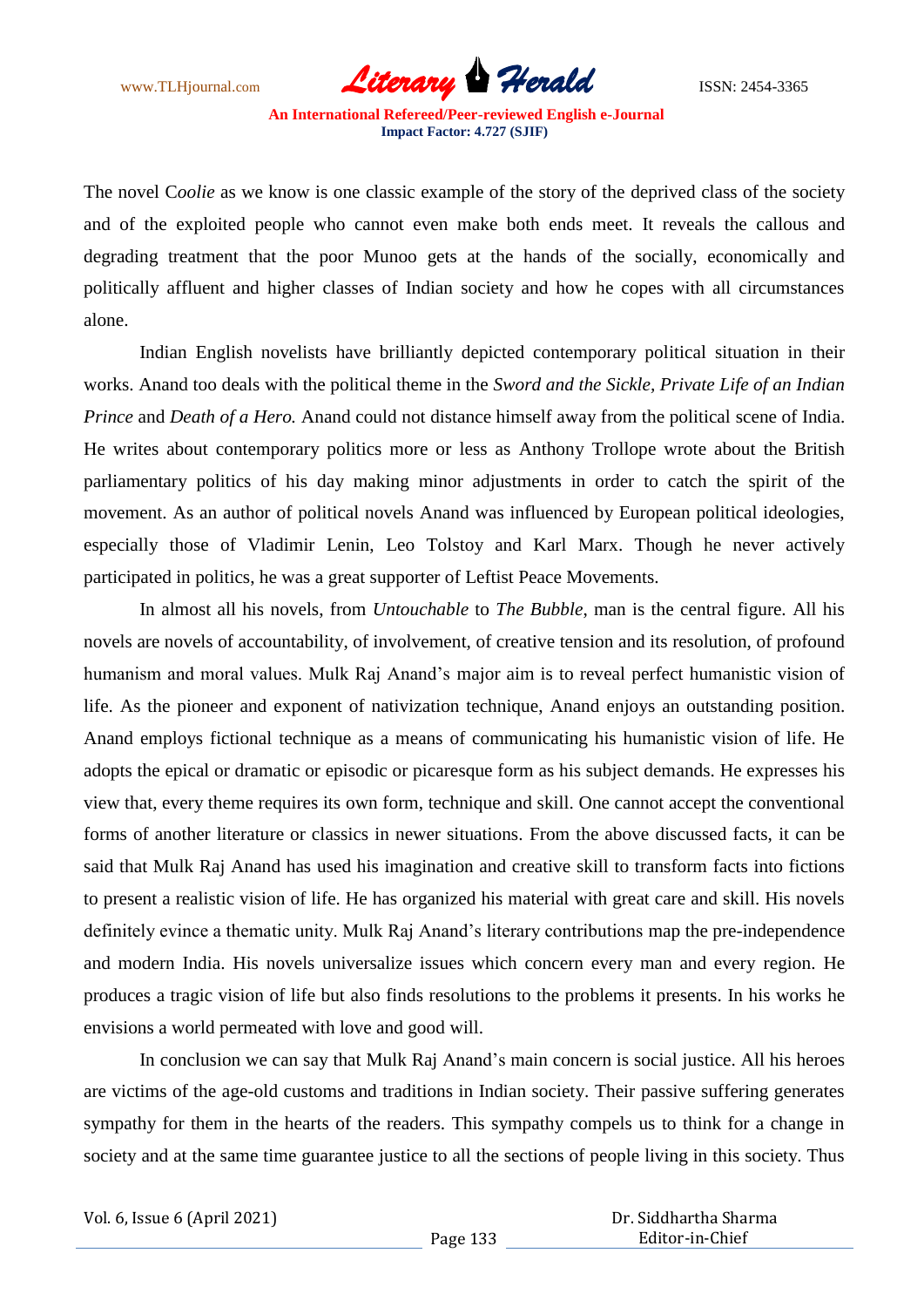The novel C*oolie* as we know is one classic example of the story of the deprived class of the society and of the exploited people who cannot even make both ends meet. It reveals the callous and degrading treatment that the poor Munoo gets at the hands of the socially, economically and politically affluent and higher classes of Indian society and how he copes with all circumstances alone.

Indian English novelists have brilliantly depicted contemporary political situation in their works. Anand too deals with the political theme in the *Sword and the Sickle, Private Life of an Indian Prince* and *Death of a Hero.* Anand could not distance himself away from the political scene of India. He writes about contemporary politics more or less as Anthony Trollope wrote about the British parliamentary politics of his day making minor adjustments in order to catch the spirit of the movement. As an author of political novels Anand was influenced by European political ideologies, especially those of Vladimir Lenin, Leo Tolstoy and Karl Marx. Though he never actively participated in politics, he was a great supporter of Leftist Peace Movements.

In almost all his novels, from *Untouchable* to *The Bubble*, man is the central figure. All his novels are novels of accountability, of involvement, of creative tension and its resolution, of profound humanism and moral values. Mulk Raj Anand's major aim is to reveal perfect humanistic vision of life. As the pioneer and exponent of nativization technique, Anand enjoys an outstanding position. Anand employs fictional technique as a means of communicating his humanistic vision of life. He adopts the epical or dramatic or episodic or picaresque form as his subject demands. He expresses his view that, every theme requires its own form, technique and skill. One cannot accept the conventional forms of another literature or classics in newer situations. From the above discussed facts, it can be said that Mulk Raj Anand has used his imagination and creative skill to transform facts into fictions to present a realistic vision of life. He has organized his material with great care and skill. His novels definitely evince a thematic unity. Mulk Raj Anand's literary contributions map the pre-independence and modern India. His novels universalize issues which concern every man and every region. He produces a tragic vision of life but also finds resolutions to the problems it presents. In his works he envisions a world permeated with love and good will.

In conclusion we can say that Mulk Raj Anand's main concern is social justice. All his heroes are victims of the age-old customs and traditions in Indian society. Their passive suffering generates sympathy for them in the hearts of the readers. This sympathy compels us to think for a change in society and at the same time guarantee justice to all the sections of people living in this society. Thus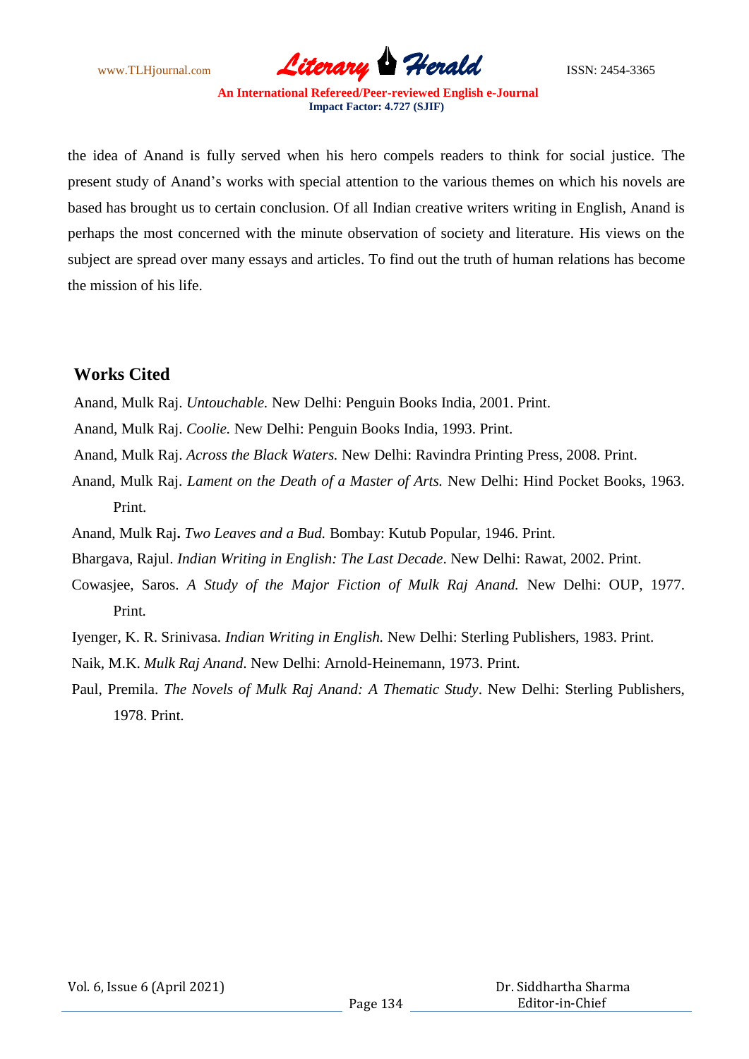the idea of Anand is fully served when his hero compels readers to think for social justice. The present study of Anand's works with special attention to the various themes on which his novels are based has brought us to certain conclusion. Of all Indian creative writers writing in English, Anand is perhaps the most concerned with the minute observation of society and literature. His views on the subject are spread over many essays and articles. To find out the truth of human relations has become the mission of his life.

## Works Cited

Anand, Mulk Raj. *Untouchable.* New Delhi: Penguin Books India, 2001. Print.

Anand, Mulk Raj. *Coolie.* New Delhi: Penguin Books India, 1993. Print.

Anand, Mulk Raj. *Across the Black Waters.* New Delhi: Ravindra Printing Press, 2008. Print.

Anand, Mulk Raj. *Lament on the Death of a Master of Arts.* New Delhi: Hind Pocket Books, 1963. Print.

Anand, Mulk Raj**.** *Two Leaves and a Bud.* Bombay: Kutub Popular, 1946. Print.

Bhargava, Rajul. *Indian Writing in English: The Last Decade*. New Delhi: Rawat, 2002. Print.

Cowasjee, Saros. *A Study of the Major Fiction of Mulk Raj Anand.* New Delhi: OUP, 1977. Print.

Iyenger, K. R. Srinivasa. *Indian Writing in English.* New Delhi: Sterling Publishers, 1983. Print.

Naik, M.K. *Mulk Raj Anand*. New Delhi: Arnold-Heinemann, 1973. Print.

Paul, Premila. *The Novels of Mulk Raj Anand: A Thematic Study*. New Delhi: Sterling Publishers, 1978. Print.